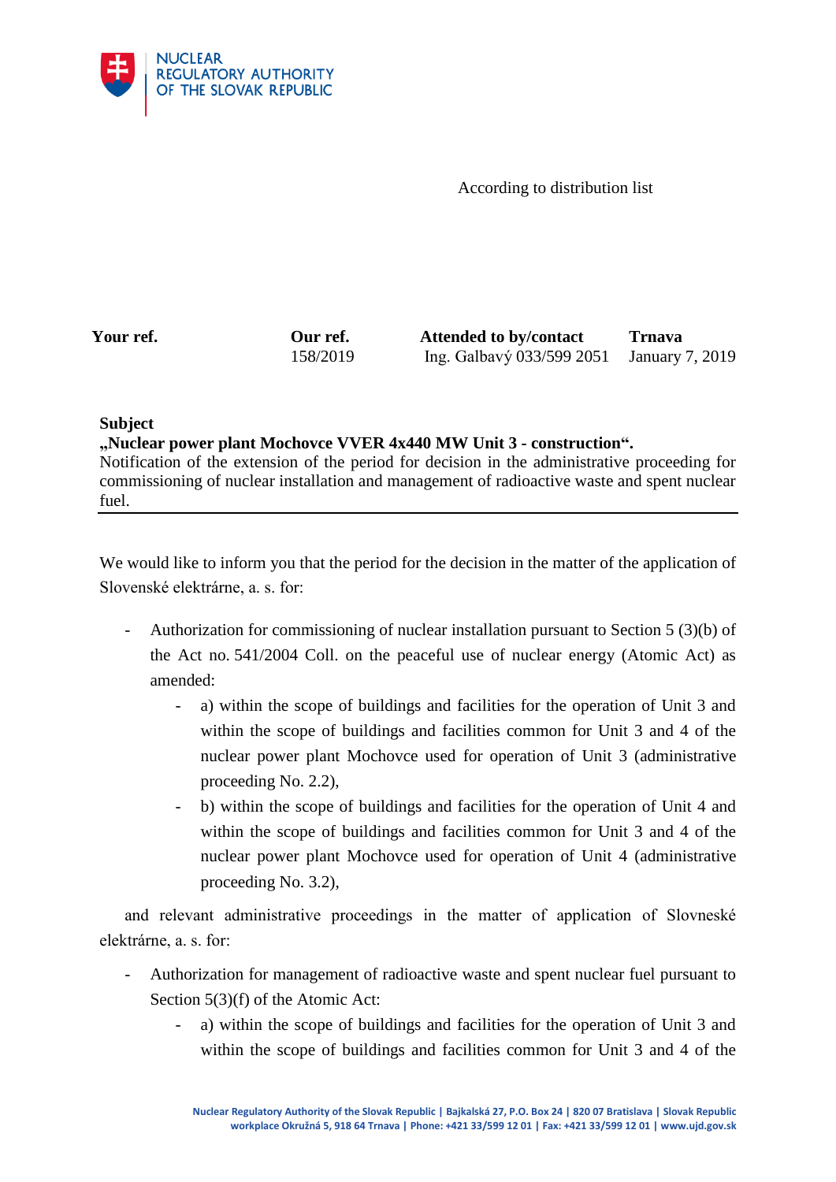NUCLEAR REGULATORY AUTHORITY OF THE SLOVAK REPUBLIC

According to distribution list

| Your ref. | Our ref. | Attended to by/contact | Trnava |
|---|---|---|---|
| | 158/2019 | Ing. Galbavý 033/599 2051 | January 7, 2019 |

**Subject**
**„Nuclear power plant Mochovce VVER 4x440 MW Unit 3 - construction“.**
Notification of the extension of the period for decision in the administrative proceeding for commissioning of nuclear installation and management of radioactive waste and spent nuclear fuel.

---

We would like to inform you that the period for the decision in the matter of the application of Slovenské elektrárne, a. s. for:

- Authorization for commissioning of nuclear installation pursuant to Section 5 (3)(b) of the Act no. 541/2004 Coll. on the peaceful use of nuclear energy (Atomic Act) as amended:
    - a) within the scope of buildings and facilities for the operation of Unit 3 and within the scope of buildings and facilities common for Unit 3 and 4 of the nuclear power plant Mochovce used for operation of Unit 3 (administrative proceeding No. 2.2),
    - b) within the scope of buildings and facilities for the operation of Unit 4 and within the scope of buildings and facilities common for Unit 3 and 4 of the nuclear power plant Mochovce used for operation of Unit 4 (administrative proceeding No. 3.2),

and relevant administrative proceedings in the matter of application of Slovneské elektrárne, a. s. for:

- Authorization for management of radioactive waste and spent nuclear fuel pursuant to Section 5(3)(f) of the Atomic Act:
    - a) within the scope of buildings and facilities for the operation of Unit 3 and within the scope of buildings and facilities common for Unit 3 and 4 of the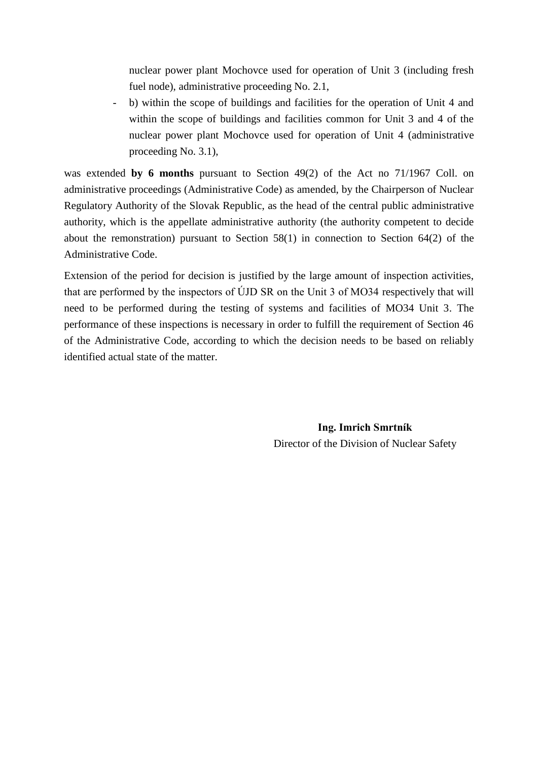nuclear power plant Mochovce used for operation of Unit 3 (including fresh fuel node), administrative proceeding No. 2.1,

- b) within the scope of buildings and facilities for the operation of Unit 4 and within the scope of buildings and facilities common for Unit 3 and 4 of the nuclear power plant Mochovce used for operation of Unit 4 (administrative proceeding No. 3.1),

was extended **by 6 months** pursuant to Section 49(2) of the Act no 71/1967 Coll. on administrative proceedings (Administrative Code) as amended, by the Chairperson of Nuclear Regulatory Authority of the Slovak Republic, as the head of the central public administrative authority, which is the appellate administrative authority (the authority competent to decide about the remonstration) pursuant to Section 58(1) in connection to Section 64(2) of the Administrative Code.

Extension of the period for decision is justified by the large amount of inspection activities, that are performed by the inspectors of ÚJD SR on the Unit 3 of MO34 respectively that will need to be performed during the testing of systems and facilities of MO34 Unit 3. The performance of these inspections is necessary in order to fulfill the requirement of Section 46 of the Administrative Code, according to which the decision needs to be based on reliably identified actual state of the matter.

**Ing. Imrich Smrtník**
Director of the Division of Nuclear Safety